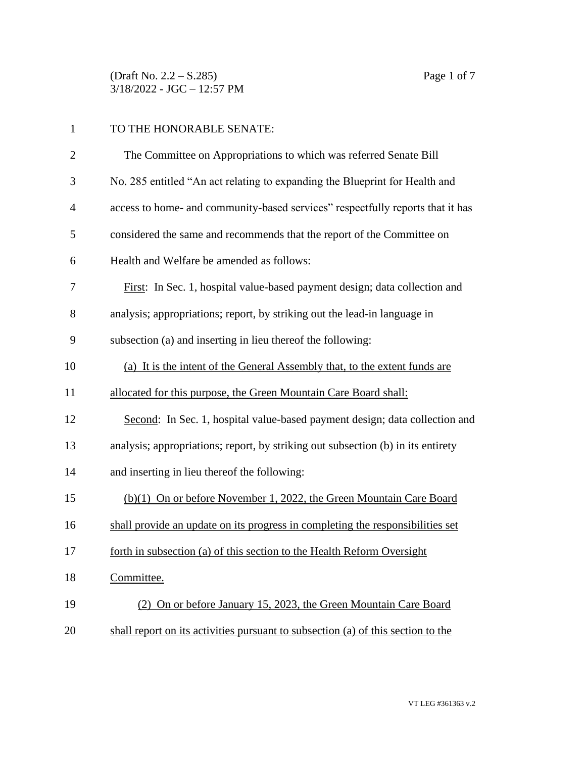TO THE HONORABLE SENATE:

The Committee on Appropriations to which was referred Senate Bill No. 285 entitled "An act relating to expanding the Blueprint for Health and access to home- and community-based services" respectfully reports that it has considered the same and recommends that the report of the Committee on Health and Welfare be amended as follows:

First: In Sec. 1, hospital value-based payment design; data collection and analysis; appropriations; report, by striking out the lead-in language in subsection (a) and inserting in lieu thereof the following:

(a) It is the intent of the General Assembly that, to the extent funds are allocated for this purpose, the Green Mountain Care Board shall:

Second: In Sec. 1, hospital value-based payment design; data collection and analysis; appropriations; report, by striking out subsection (b) in its entirety and inserting in lieu thereof the following:

(b)(1) On or before November 1, 2022, the Green Mountain Care Board shall provide an update on its progress in completing the responsibilities set forth in subsection (a) of this section to the Health Reform Oversight Committee.

(2) On or before January 15, 2023, the Green Mountain Care Board shall report on its activities pursuant to subsection (a) of this section to the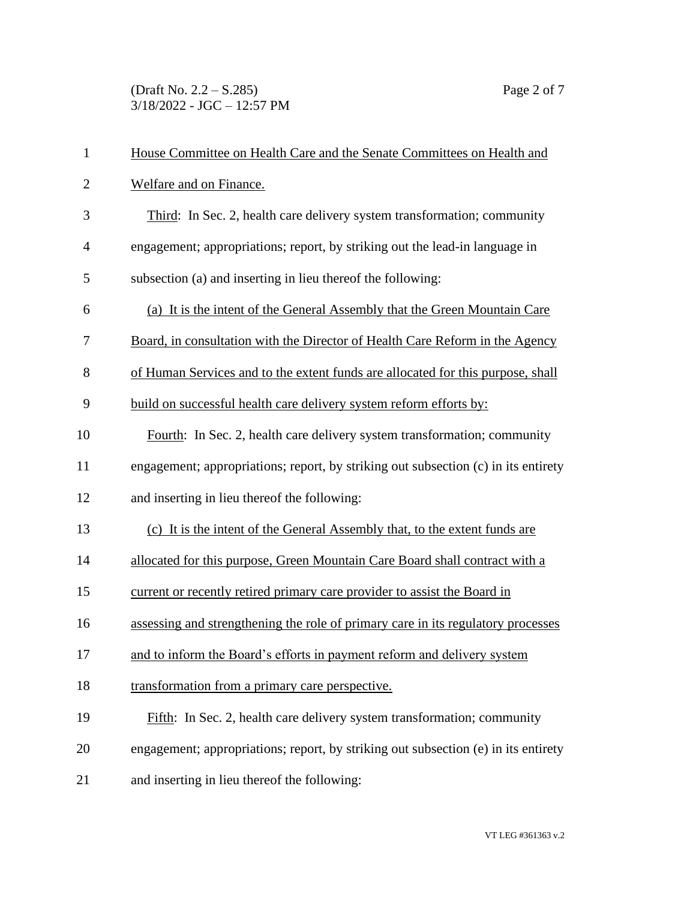House Committee on Health Care and the Senate Committees on Health and Welfare and on Finance.

Third: In Sec. 2, health care delivery system transformation; community engagement; appropriations; report, by striking out the lead-in language in subsection (a) and inserting in lieu thereof the following:

(a) It is the intent of the General Assembly that the Green Mountain Care Board, in consultation with the Director of Health Care Reform in the Agency of Human Services and to the extent funds are allocated for this purpose, shall build on successful health care delivery system reform efforts by:

Fourth: In Sec. 2, health care delivery system transformation; community engagement; appropriations; report, by striking out subsection (c) in its entirety and inserting in lieu thereof the following:

(c) It is the intent of the General Assembly that, to the extent funds are allocated for this purpose, Green Mountain Care Board shall contract with a current or recently retired primary care provider to assist the Board in assessing and strengthening the role of primary care in its regulatory processes and to inform the Board's efforts in payment reform and delivery system transformation from a primary care perspective.

Fifth: In Sec. 2, health care delivery system transformation; community engagement; appropriations; report, by striking out subsection (e) in its entirety and inserting in lieu thereof the following: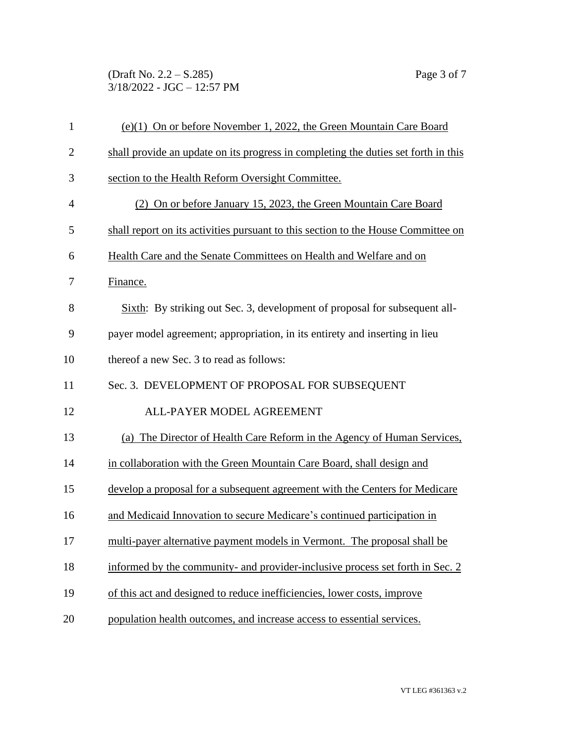(e)(1) On or before November 1, 2022, the Green Mountain Care Board shall provide an update on its progress in completing the duties set forth in this section to the Health Reform Oversight Committee.

(2) On or before January 15, 2023, the Green Mountain Care Board shall report on its activities pursuant to this section to the House Committee on Health Care and the Senate Committees on Health and Welfare and on Finance.

Sixth: By striking out Sec. 3, development of proposal for subsequent all-payer model agreement; appropriation, in its entirety and inserting in lieu thereof a new Sec. 3 to read as follows:

Sec. 3. DEVELOPMENT OF PROPOSAL FOR SUBSEQUENT ALL-PAYER MODEL AGREEMENT

(a) The Director of Health Care Reform in the Agency of Human Services, in collaboration with the Green Mountain Care Board, shall design and develop a proposal for a subsequent agreement with the Centers for Medicare and Medicaid Innovation to secure Medicare's continued participation in multi-payer alternative payment models in Vermont. The proposal shall be informed by the community- and provider-inclusive process set forth in Sec. 2 of this act and designed to reduce inefficiencies, lower costs, improve population health outcomes, and increase access to essential services.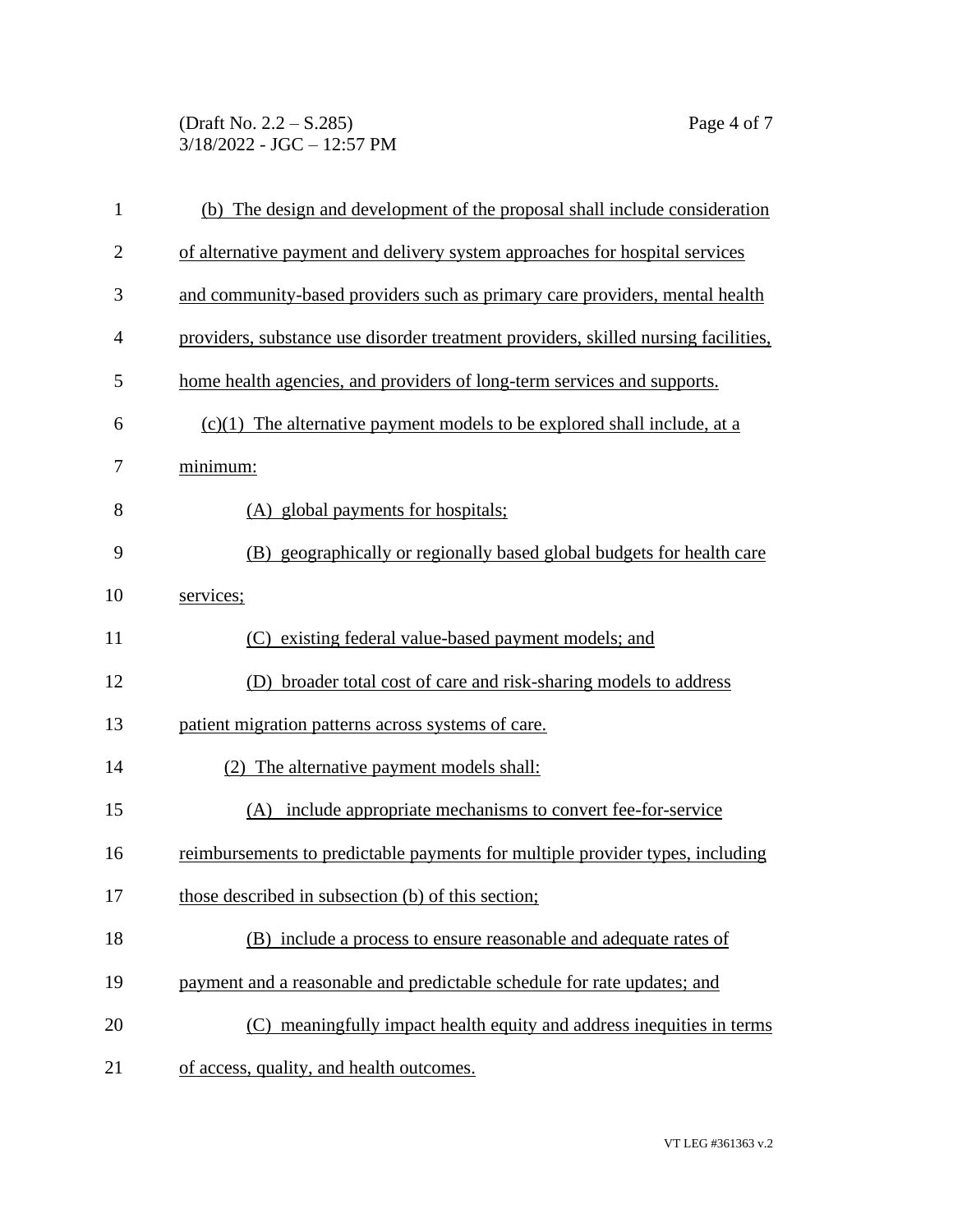(b) The design and development of the proposal shall include consideration of alternative payment and delivery system approaches for hospital services and community-based providers such as primary care providers, mental health providers, substance use disorder treatment providers, skilled nursing facilities, home health agencies, and providers of long-term services and supports.

(c)(1) The alternative payment models to be explored shall include, at a minimum:

(A) global payments for hospitals;

(B) geographically or regionally based global budgets for health care services;

(C) existing federal value-based payment models; and

(D) broader total cost of care and risk-sharing models to address patient migration patterns across systems of care.

(2) The alternative payment models shall:

(A) include appropriate mechanisms to convert fee-for-service reimbursements to predictable payments for multiple provider types, including those described in subsection (b) of this section;

(B) include a process to ensure reasonable and adequate rates of payment and a reasonable and predictable schedule for rate updates; and

(C) meaningfully impact health equity and address inequities in terms of access, quality, and health outcomes.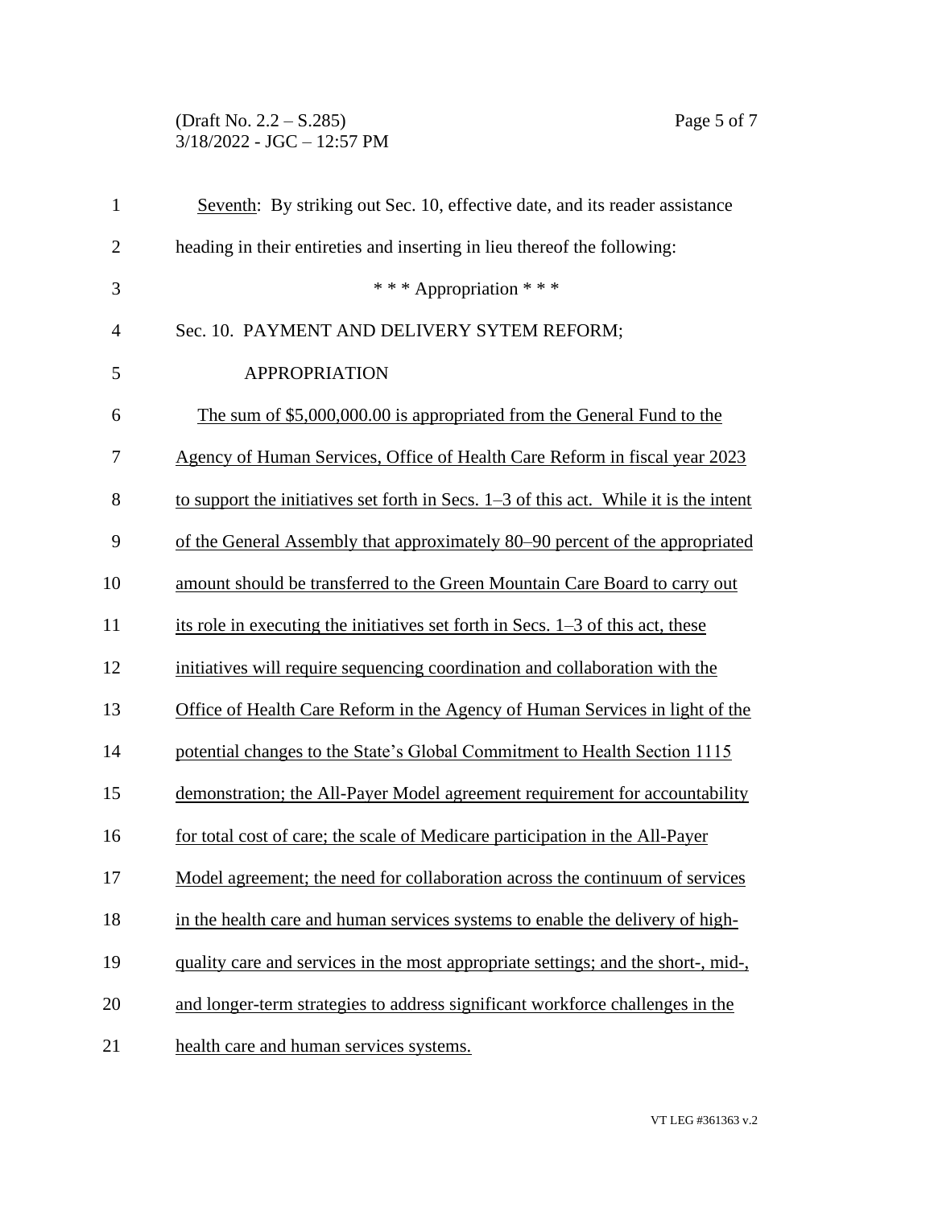Seventh: By striking out Sec. 10, effective date, and its reader assistance heading in their entireties and inserting in lieu thereof the following:

\* \* \* Appropriation \* \* \*

Sec. 10. PAYMENT AND DELIVERY SYTEM REFORM; APPROPRIATION

The sum of $5,000,000.00 is appropriated from the General Fund to the Agency of Human Services, Office of Health Care Reform in fiscal year 2023 to support the initiatives set forth in Secs. 1–3 of this act. While it is the intent of the General Assembly that approximately 80–90 percent of the appropriated amount should be transferred to the Green Mountain Care Board to carry out its role in executing the initiatives set forth in Secs. 1–3 of this act, these initiatives will require sequencing coordination and collaboration with the Office of Health Care Reform in the Agency of Human Services in light of the potential changes to the State's Global Commitment to Health Section 1115 demonstration; the All-Payer Model agreement requirement for accountability for total cost of care; the scale of Medicare participation in the All-Payer Model agreement; the need for collaboration across the continuum of services in the health care and human services systems to enable the delivery of high-quality care and services in the most appropriate settings; and the short-, mid-, and longer-term strategies to address significant workforce challenges in the health care and human services systems.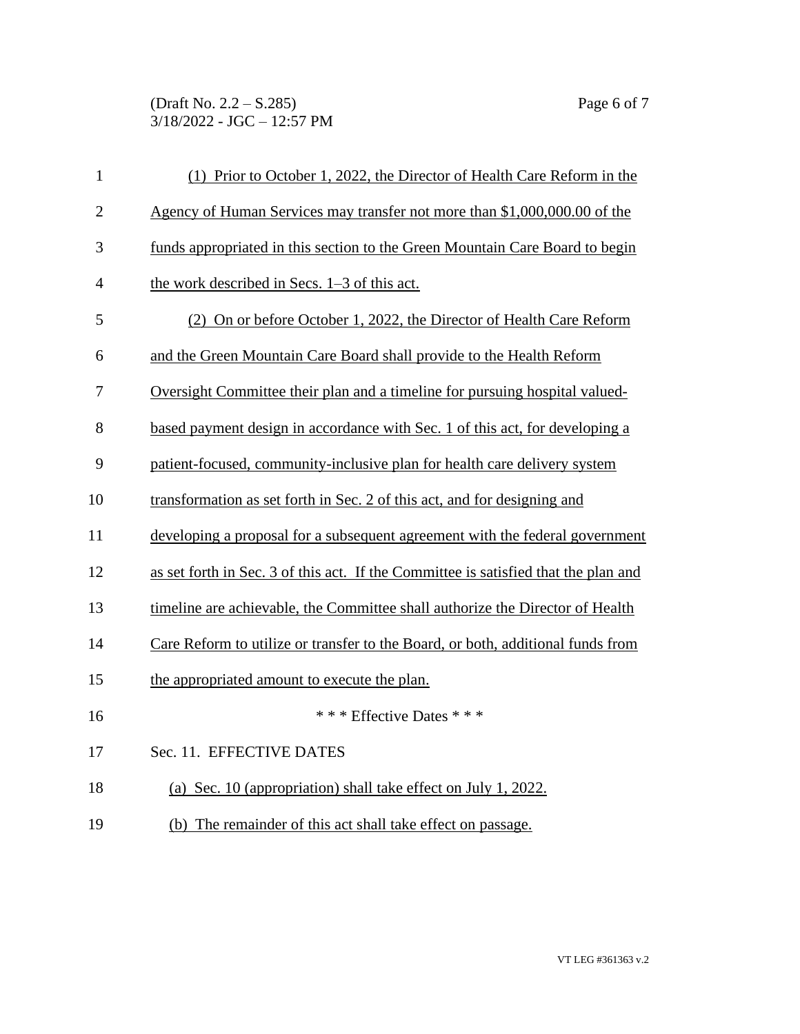(1) Prior to October 1, 2022, the Director of Health Care Reform in the Agency of Human Services may transfer not more than $1,000,000.00 of the funds appropriated in this section to the Green Mountain Care Board to begin the work described in Secs. 1–3 of this act.

(2) On or before October 1, 2022, the Director of Health Care Reform and the Green Mountain Care Board shall provide to the Health Reform Oversight Committee their plan and a timeline for pursuing hospital valued-based payment design in accordance with Sec. 1 of this act, for developing a patient-focused, community-inclusive plan for health care delivery system transformation as set forth in Sec. 2 of this act, and for designing and developing a proposal for a subsequent agreement with the federal government as set forth in Sec. 3 of this act. If the Committee is satisfied that the plan and timeline are achievable, the Committee shall authorize the Director of Health Care Reform to utilize or transfer to the Board, or both, additional funds from the appropriated amount to execute the plan.

\* \* \* Effective Dates \* \* \*

Sec. 11. EFFECTIVE DATES

(a) Sec. 10 (appropriation) shall take effect on July 1, 2022.

(b) The remainder of this act shall take effect on passage.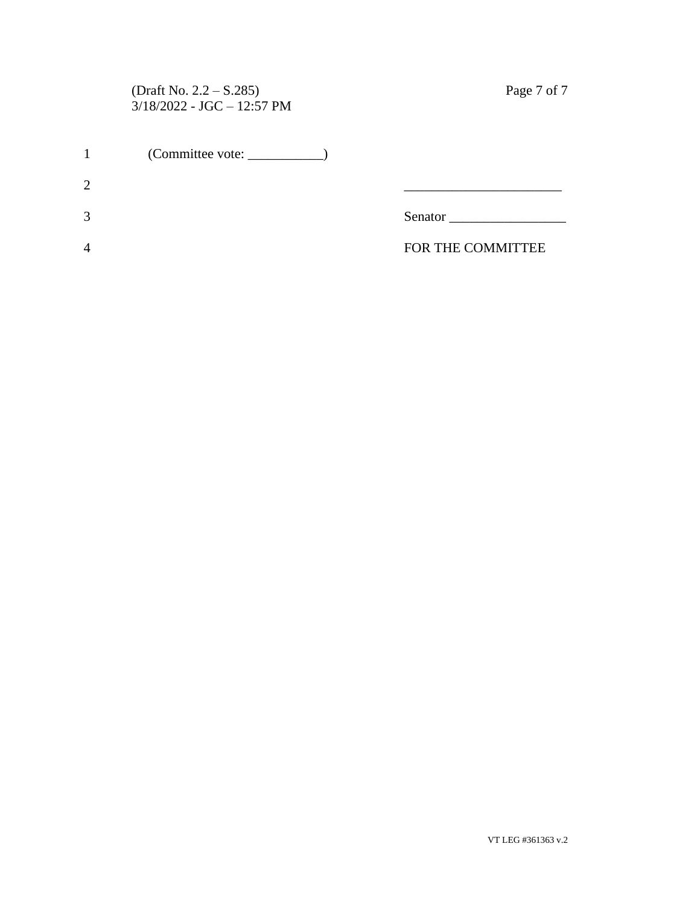(Committee vote: ___________)

_______________________

Senator _________________

FOR THE COMMITTEE